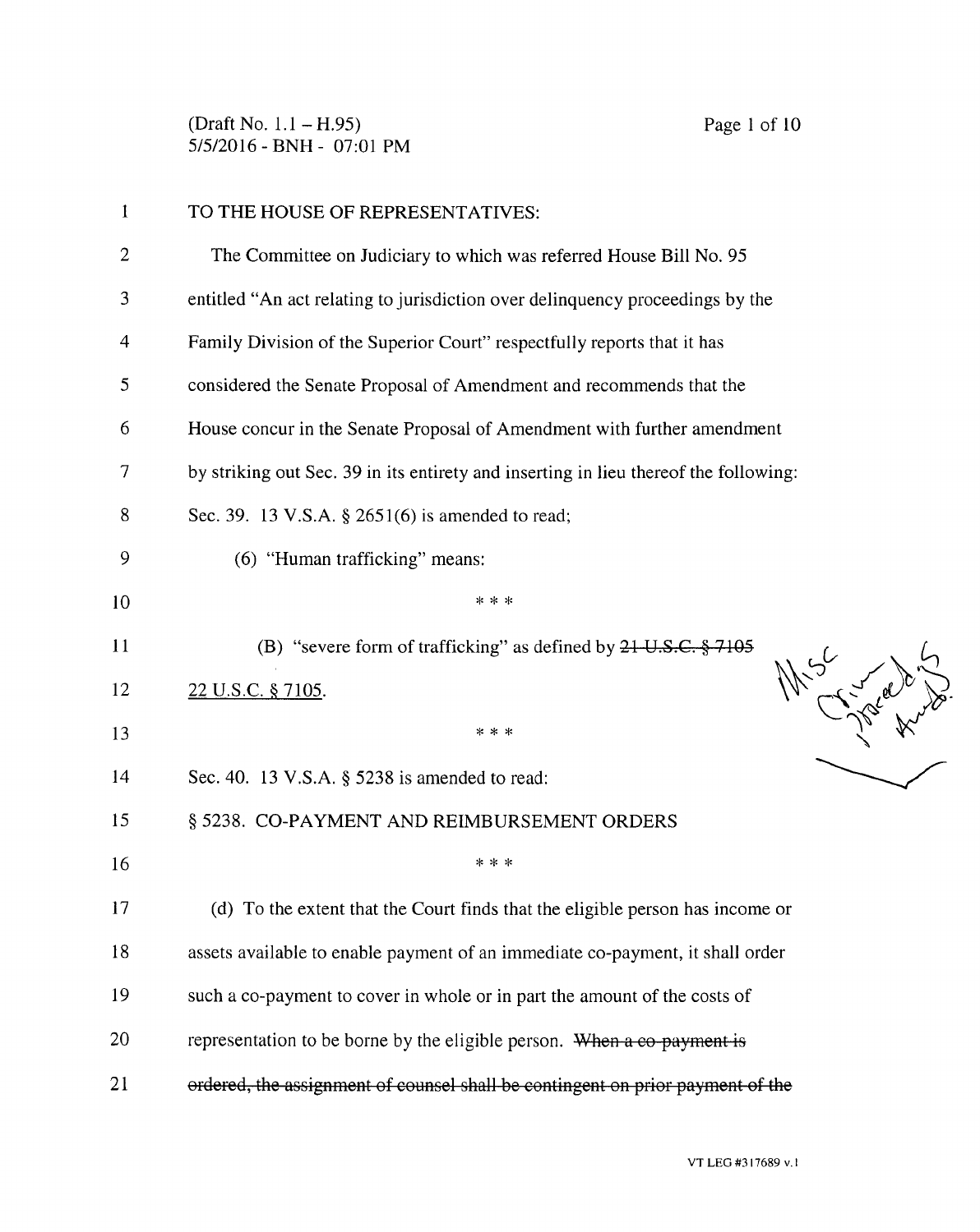(Draft No. 1.1 – H.95)
5/5/2016 - BNH - 07:01 PM

TO THE HOUSE OF REPRESENTATIVES:

The Committee on Judiciary to which was referred House Bill No. 95 entitled "An act relating to jurisdiction over delinquency proceedings by the Family Division of the Superior Court" respectfully reports that it has considered the Senate Proposal of Amendment and recommends that the House concur in the Senate Proposal of Amendment with further amendment by striking out Sec. 39 in its entirety and inserting in lieu thereof the following:

Sec. 39. 13 V.S.A. § 2651(6) is amended to read;

(6) "Human trafficking" means:

\* \* \*

(B) "severe form of trafficking" as defined by ~~21 U.S.C. § 7105~~ <u>22 U.S.C. § 7105</u>.

\* \* \*

Sec. 40. 13 V.S.A. § 5238 is amended to read:

§ 5238. CO-PAYMENT AND REIMBURSEMENT ORDERS

\* \* \*

(d) To the extent that the Court finds that the eligible person has income or assets available to enable payment of an immediate co-payment, it shall order such a co-payment to cover in whole or in part the amount of the costs of representation to be borne by the eligible person. ~~When a co-payment is ordered, the assignment of counsel shall be contingent on prior payment of the~~

VT LEG #317689 v.1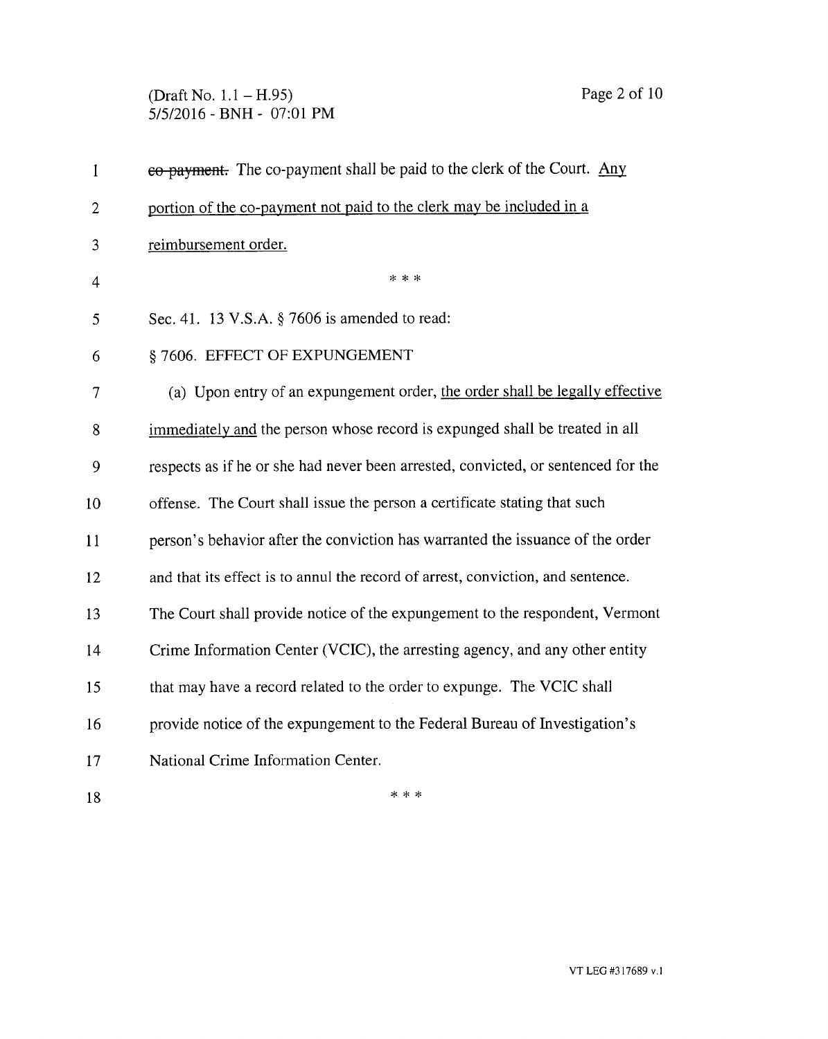~~co-payment.~~ The co-payment shall be paid to the clerk of the Court. <u>Any portion of the co-payment not paid to the clerk may be included in a reimbursement order.</u>

\* \* \*

Sec. 41. 13 V.S.A. § 7606 is amended to read:

§ 7606. EFFECT OF EXPUNGEMENT

(a) Upon entry of an expungement order, <u>the order shall be legally effective immediately and</u> the person whose record is expunged shall be treated in all respects as if he or she had never been arrested, convicted, or sentenced for the offense. The Court shall issue the person a certificate stating that such person's behavior after the conviction has warranted the issuance of the order and that its effect is to annul the record of arrest, conviction, and sentence. The Court shall provide notice of the expungement to the respondent, Vermont Crime Information Center (VCIC), the arresting agency, and any other entity that may have a record related to the order to expunge. The VCIC shall provide notice of the expungement to the Federal Bureau of Investigation's National Crime Information Center.

\* \* \*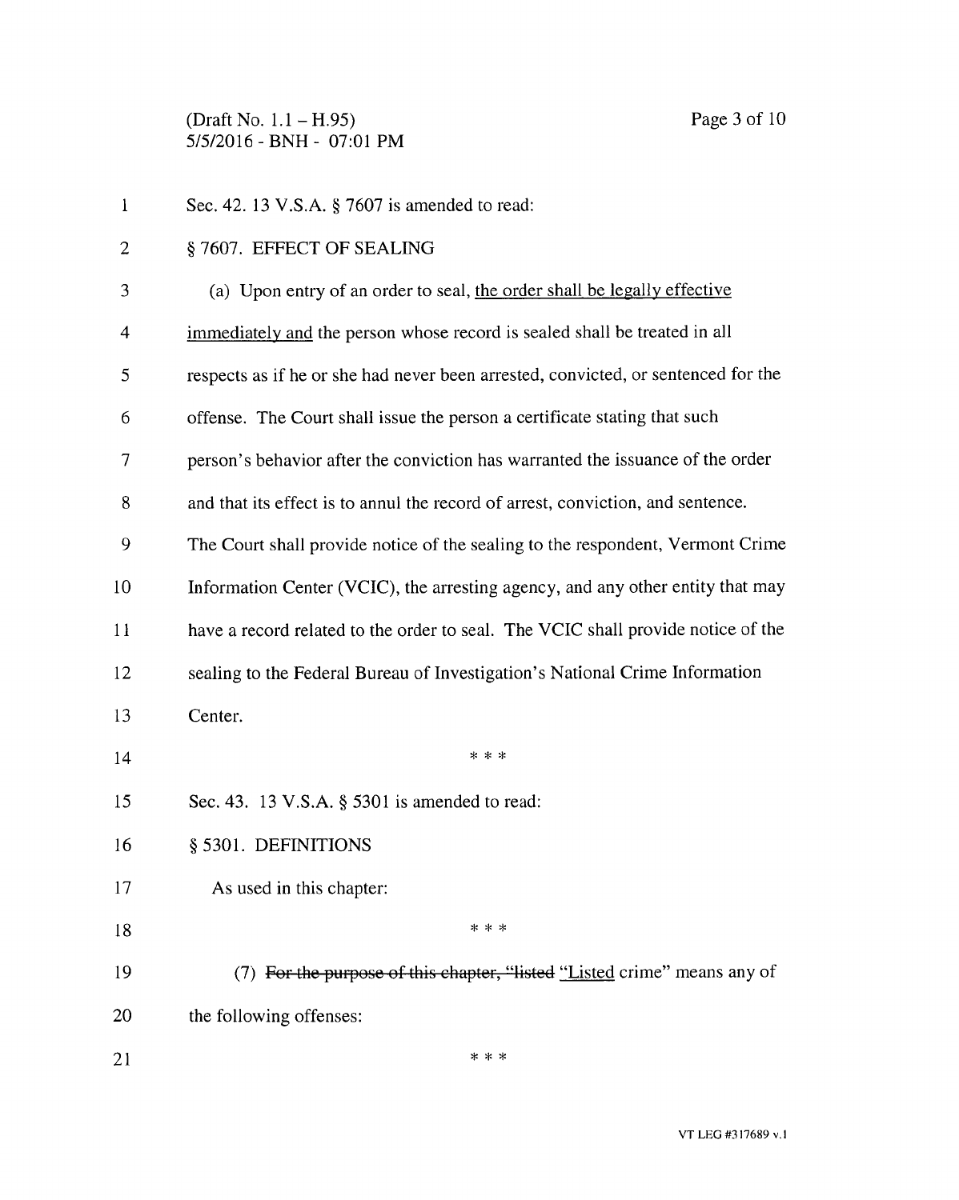Sec. 42. 13 V.S.A. § 7607 is amended to read:

§ 7607. EFFECT OF SEALING

(a) Upon entry of an order to seal, <u>the order shall be legally effective immediately and</u> the person whose record is sealed shall be treated in all respects as if he or she had never been arrested, convicted, or sentenced for the offense. The Court shall issue the person a certificate stating that such person's behavior after the conviction has warranted the issuance of the order and that its effect is to annul the record of arrest, conviction, and sentence. The Court shall provide notice of the sealing to the respondent, Vermont Crime Information Center (VCIC), the arresting agency, and any other entity that may have a record related to the order to seal. The VCIC shall provide notice of the sealing to the Federal Bureau of Investigation's National Crime Information Center.

\* \* \*

Sec. 43. 13 V.S.A. § 5301 is amended to read:

§ 5301. DEFINITIONS

As used in this chapter:

\* \* \*

(7) ~~For the purpose of this chapter, "listed~~ <u>"Listed</u> crime" means any of the following offenses:

\* \* \*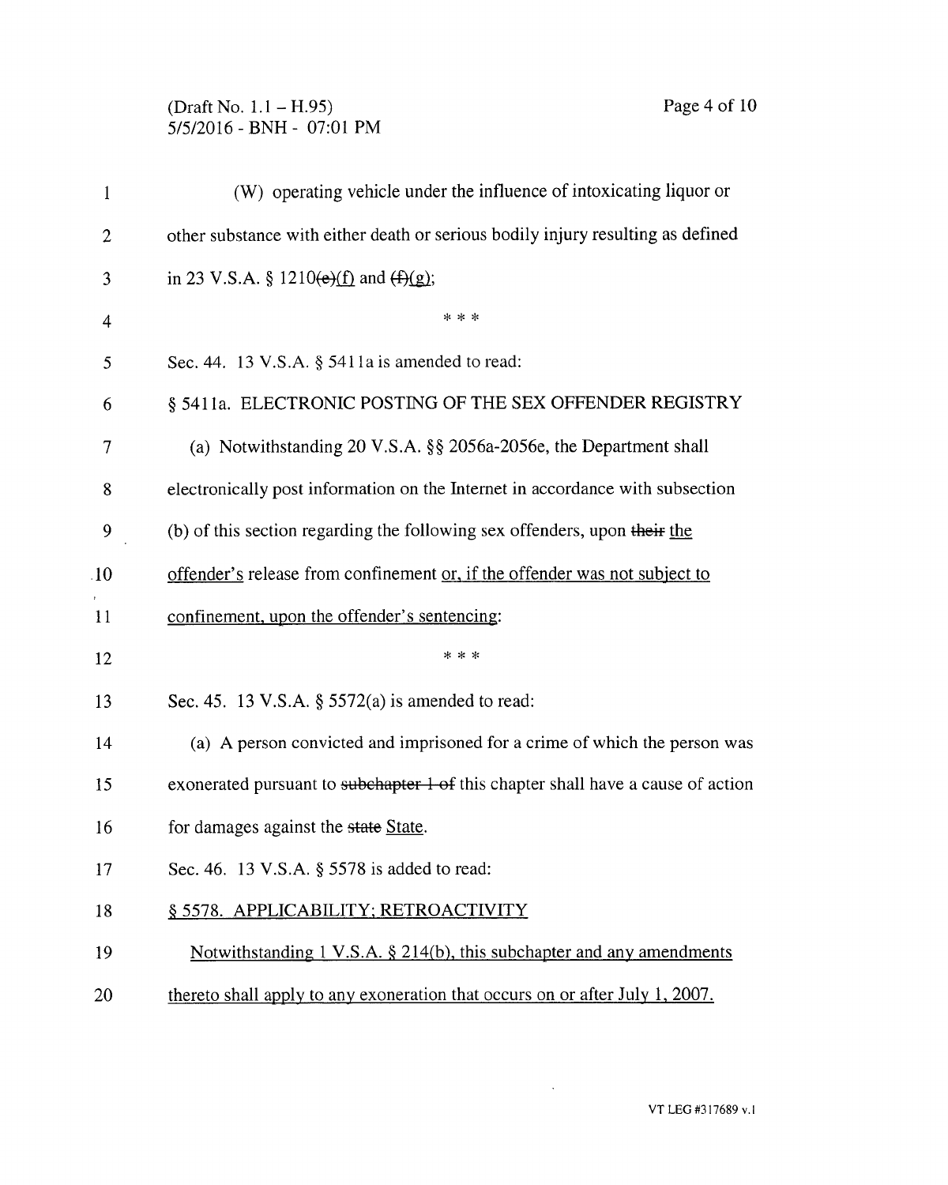(W) operating vehicle under the influence of intoxicating liquor or other substance with either death or serious bodily injury resulting as defined in 23 V.S.A. § 1210~~(e)~~<u>(f)</u> and ~~(f)~~<u>(g)</u>;

\* \* \*

Sec. 44. 13 V.S.A. § 5411a is amended to read:

§ 5411a. ELECTRONIC POSTING OF THE SEX OFFENDER REGISTRY

(a) Notwithstanding 20 V.S.A. §§ 2056a-2056e, the Department shall electronically post information on the Internet in accordance with subsection (b) of this section regarding the following sex offenders, upon ~~their~~ <u>the offender's</u> release from confinement <u>or, if the offender was not subject to confinement, upon the offender's sentencing</u>:

\* \* \*

Sec. 45. 13 V.S.A. § 5572(a) is amended to read:

(a) A person convicted and imprisoned for a crime of which the person was exonerated pursuant to ~~subchapter 1 of~~ this chapter shall have a cause of action for damages against the ~~state~~ <u>State</u>.

Sec. 46. 13 V.S.A. § 5578 is added to read:

<u>§ 5578. APPLICABILITY; RETROACTIVITY</u>

<u>Notwithstanding 1 V.S.A. § 214(b), this subchapter and any amendments thereto shall apply to any exoneration that occurs on or after July 1, 2007.</u>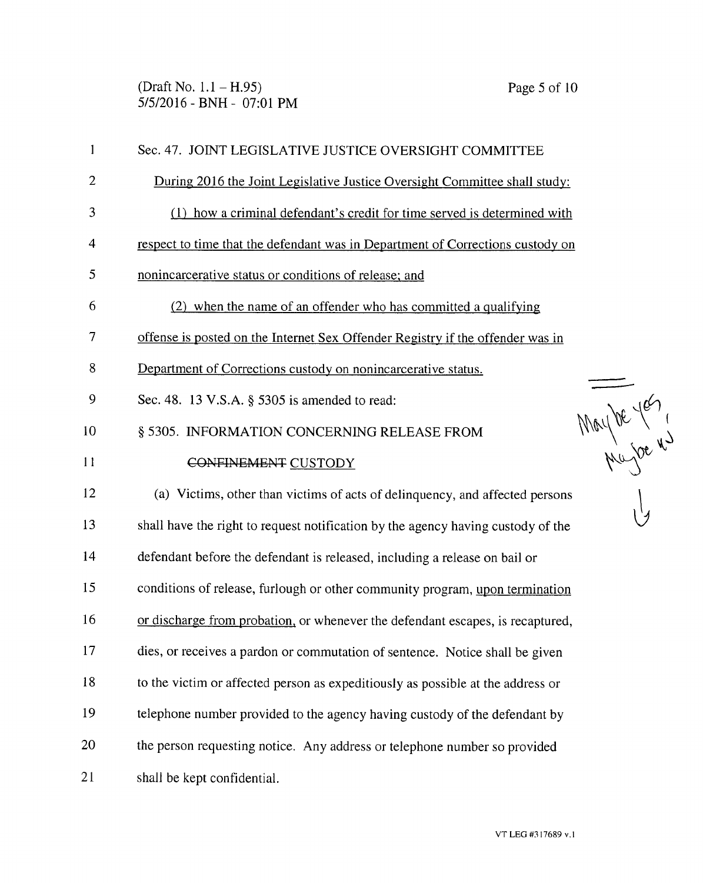Sec. 47. JOINT LEGISLATIVE JUSTICE OVERSIGHT COMMITTEE

<u>During 2016 the Joint Legislative Justice Oversight Committee shall study:</u>

<u>(1) how a criminal defendant's credit for time served is determined with respect to time that the defendant was in Department of Corrections custody on nonincarcerative status or conditions of release; and</u>

<u>(2) when the name of an offender who has committed a qualifying offense is posted on the Internet Sex Offender Registry if the offender was in Department of Corrections custody on nonincarcerative status.</u>

Sec. 48. 13 V.S.A. § 5305 is amended to read:

§ 5305. INFORMATION CONCERNING RELEASE FROM ~~CONFINEMENT~~ <u>CUSTODY</u>

(a) Victims, other than victims of acts of delinquency, and affected persons shall have the right to request notification by the agency having custody of the defendant before the defendant is released, including a release on bail or conditions of release, furlough or other community program, <u>upon termination or discharge from probation,</u> or whenever the defendant escapes, is recaptured, dies, or receives a pardon or commutation of sentence. Notice shall be given to the victim or affected person as expeditiously as possible at the address or telephone number provided to the agency having custody of the defendant by the person requesting notice. Any address or telephone number so provided shall be kept confidential.

Maybe yes, Maybe no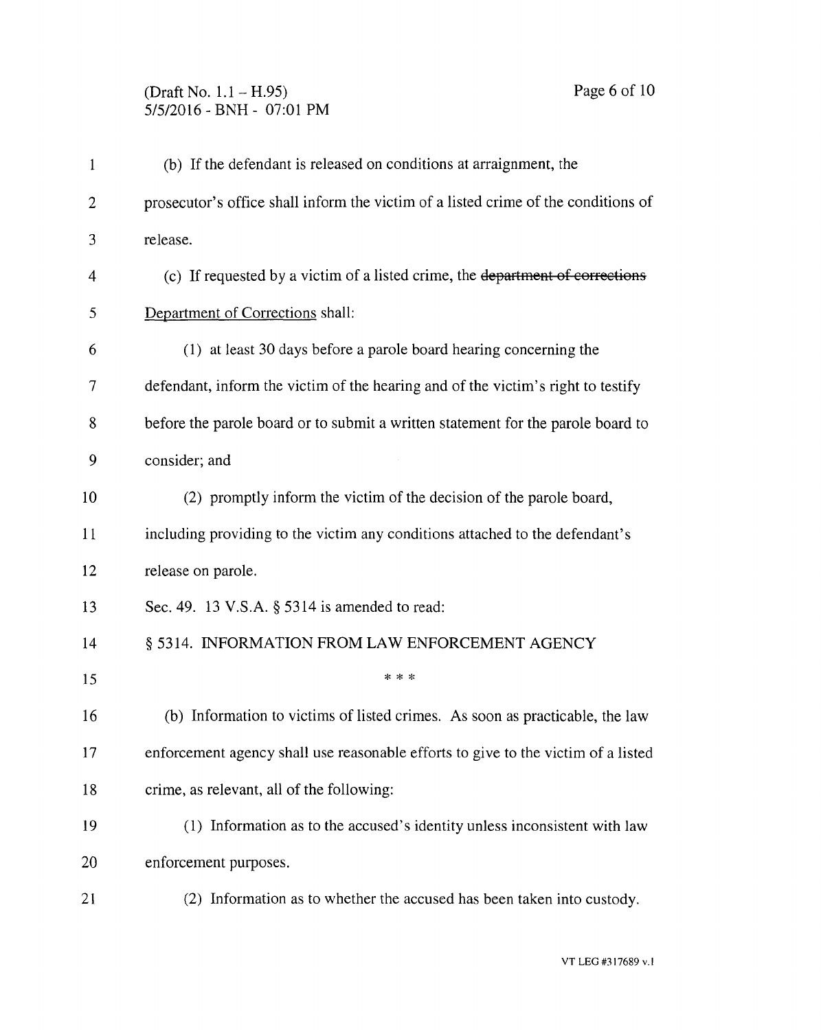(b) If the defendant is released on conditions at arraignment, the prosecutor's office shall inform the victim of a listed crime of the conditions of release.

(c) If requested by a victim of a listed crime, the ~~department of corrections~~ Department of Corrections shall:

(1) at least 30 days before a parole board hearing concerning the defendant, inform the victim of the hearing and of the victim's right to testify before the parole board or to submit a written statement for the parole board to consider; and

(2) promptly inform the victim of the decision of the parole board, including providing to the victim any conditions attached to the defendant's release on parole.

Sec. 49. 13 V.S.A. § 5314 is amended to read:

§ 5314. INFORMATION FROM LAW ENFORCEMENT AGENCY

\* \* \*

(b) Information to victims of listed crimes. As soon as practicable, the law enforcement agency shall use reasonable efforts to give to the victim of a listed crime, as relevant, all of the following:

(1) Information as to the accused's identity unless inconsistent with law enforcement purposes.

(2) Information as to whether the accused has been taken into custody.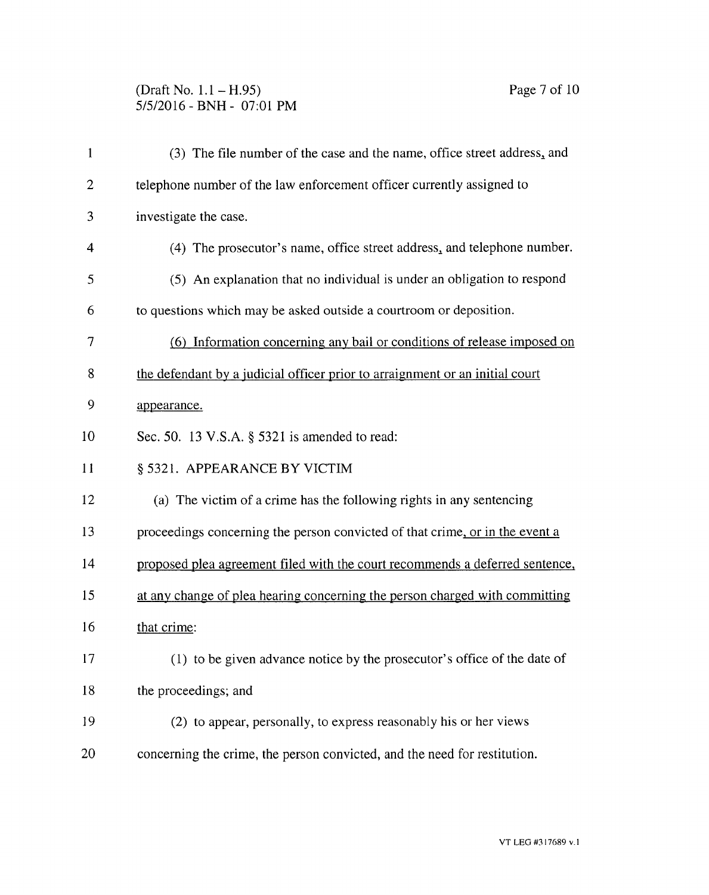(3) The file number of the case and the name, office street address, and telephone number of the law enforcement officer currently assigned to investigate the case.

(4) The prosecutor's name, office street address, and telephone number.

(5) An explanation that no individual is under an obligation to respond to questions which may be asked outside a courtroom or deposition.

(6) Information concerning any bail or conditions of release imposed on the defendant by a judicial officer prior to arraignment or an initial court appearance.

Sec. 50. 13 V.S.A. § 5321 is amended to read:

§ 5321. APPEARANCE BY VICTIM

(a) The victim of a crime has the following rights in any sentencing proceedings concerning the person convicted of that crime, or in the event a proposed plea agreement filed with the court recommends a deferred sentence, at any change of plea hearing concerning the person charged with committing that crime:

(1) to be given advance notice by the prosecutor's office of the date of the proceedings; and

(2) to appear, personally, to express reasonably his or her views concerning the crime, the person convicted, and the need for restitution.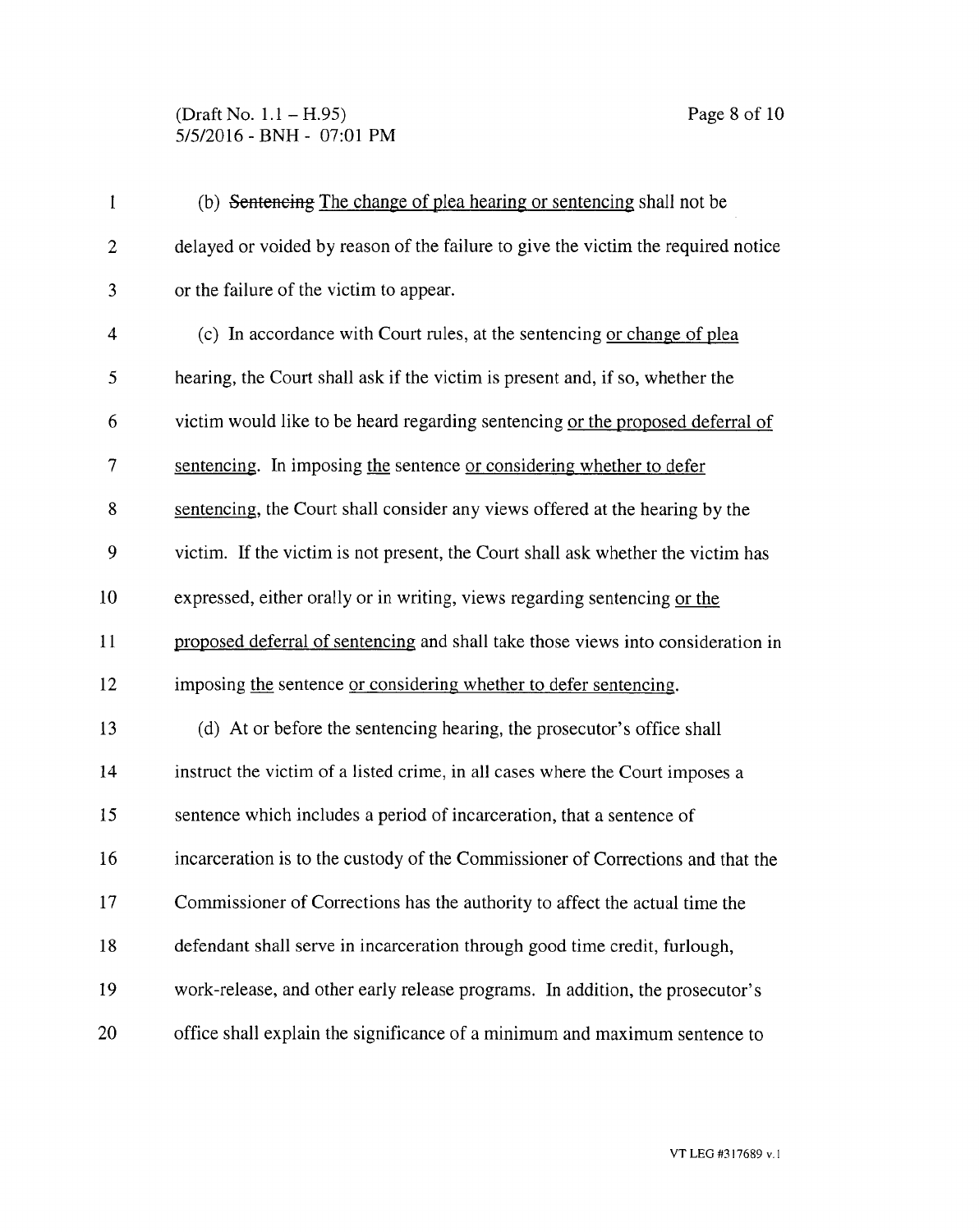(b) ~~Sentencing~~ The change of plea hearing or sentencing shall not be delayed or voided by reason of the failure to give the victim the required notice or the failure of the victim to appear.

(c) In accordance with Court rules, at the sentencing or change of plea hearing, the Court shall ask if the victim is present and, if so, whether the victim would like to be heard regarding sentencing or the proposed deferral of sentencing. In imposing the sentence or considering whether to defer sentencing, the Court shall consider any views offered at the hearing by the victim. If the victim is not present, the Court shall ask whether the victim has expressed, either orally or in writing, views regarding sentencing or the proposed deferral of sentencing and shall take those views into consideration in imposing the sentence or considering whether to defer sentencing.

(d) At or before the sentencing hearing, the prosecutor's office shall instruct the victim of a listed crime, in all cases where the Court imposes a sentence which includes a period of incarceration, that a sentence of incarceration is to the custody of the Commissioner of Corrections and that the Commissioner of Corrections has the authority to affect the actual time the defendant shall serve in incarceration through good time credit, furlough, work-release, and other early release programs. In addition, the prosecutor's office shall explain the significance of a minimum and maximum sentence to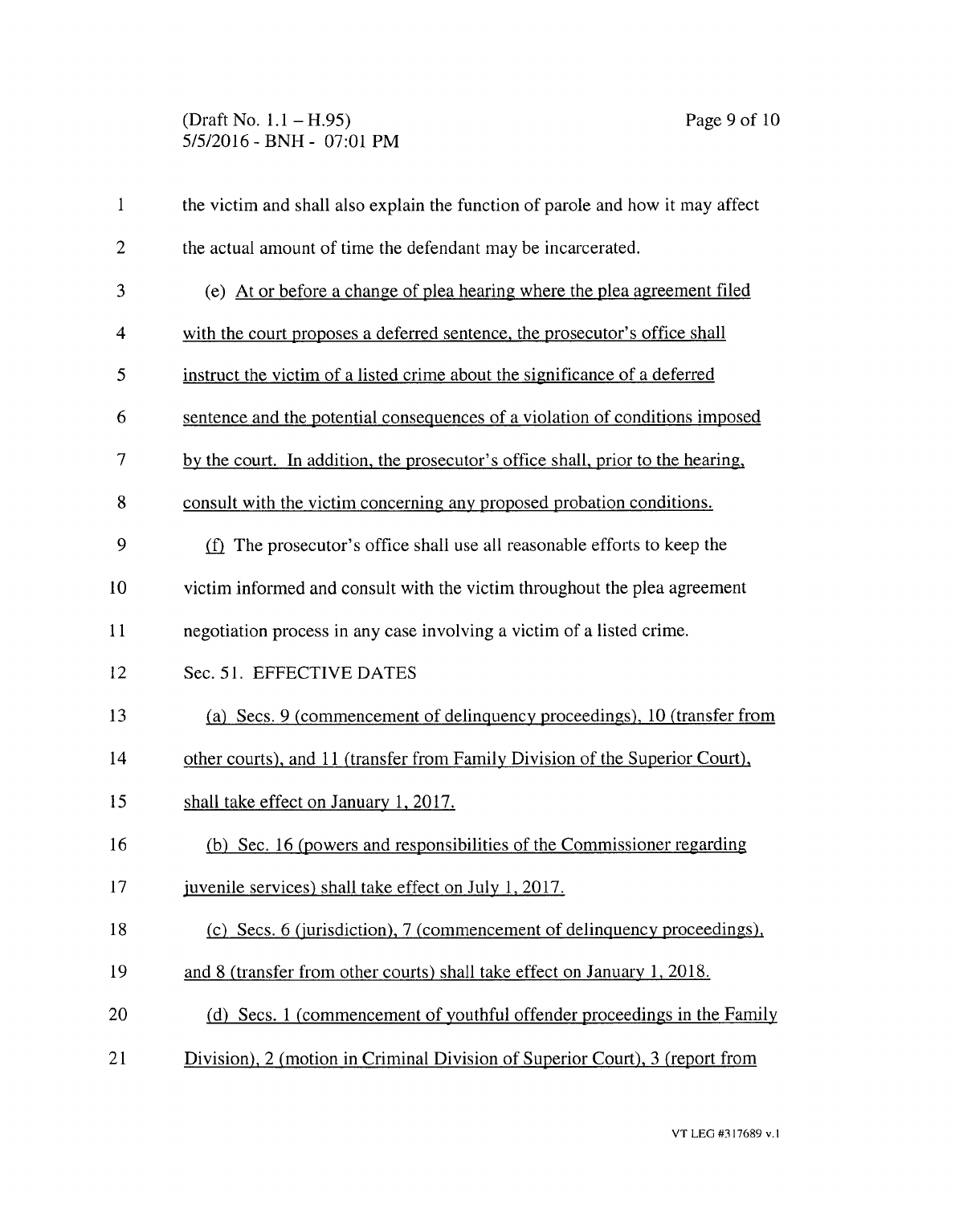the victim and shall also explain the function of parole and how it may affect the actual amount of time the defendant may be incarcerated.

(e) At or before a change of plea hearing where the plea agreement filed with the court proposes a deferred sentence, the prosecutor's office shall instruct the victim of a listed crime about the significance of a deferred sentence and the potential consequences of a violation of conditions imposed by the court. In addition, the prosecutor's office shall, prior to the hearing, consult with the victim concerning any proposed probation conditions.

(f) The prosecutor's office shall use all reasonable efforts to keep the victim informed and consult with the victim throughout the plea agreement negotiation process in any case involving a victim of a listed crime.

Sec. 51. EFFECTIVE DATES

(a) Secs. 9 (commencement of delinquency proceedings), 10 (transfer from other courts), and 11 (transfer from Family Division of the Superior Court), shall take effect on January 1, 2017.

(b) Sec. 16 (powers and responsibilities of the Commissioner regarding juvenile services) shall take effect on July 1, 2017.

(c) Secs. 6 (jurisdiction), 7 (commencement of delinquency proceedings), and 8 (transfer from other courts) shall take effect on January 1, 2018.

(d) Secs. 1 (commencement of youthful offender proceedings in the Family Division), 2 (motion in Criminal Division of Superior Court), 3 (report from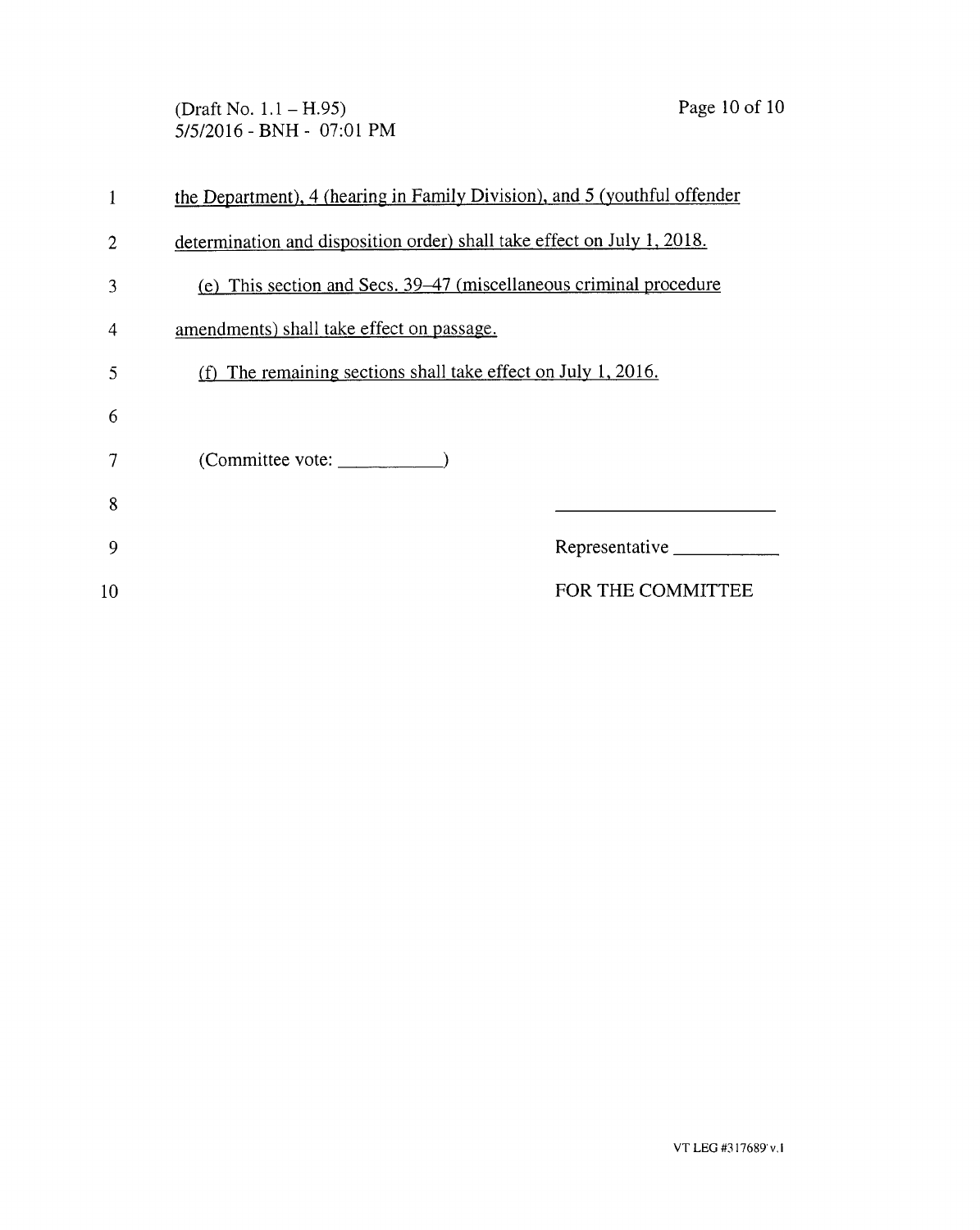the Department), 4 (hearing in Family Division), and 5 (youthful offender determination and disposition order) shall take effect on July 1, 2018.

(e) This section and Secs. 39–47 (miscellaneous criminal procedure amendments) shall take effect on passage.

(f) The remaining sections shall take effect on July 1, 2016.

(Committee vote: ___________)

_______________________

Representative ___________

FOR THE COMMITTEE